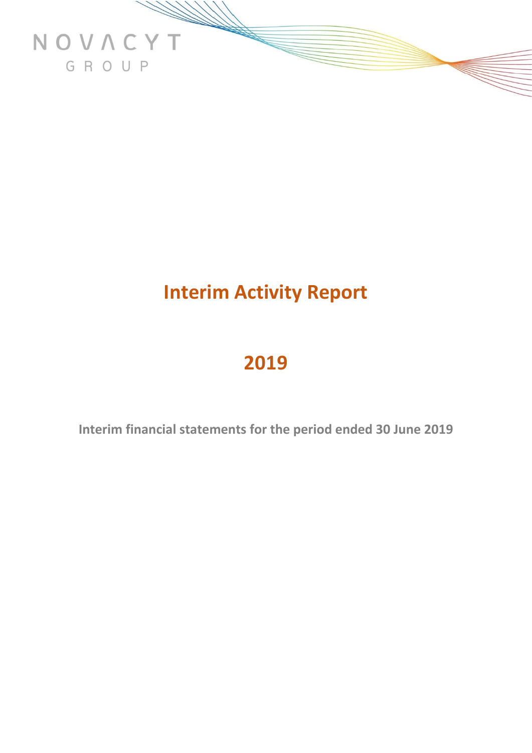NOVACYT

GROUP

# Interim Activity Report

# 2019

**Interim financial statements for the period ended 30 June 2019**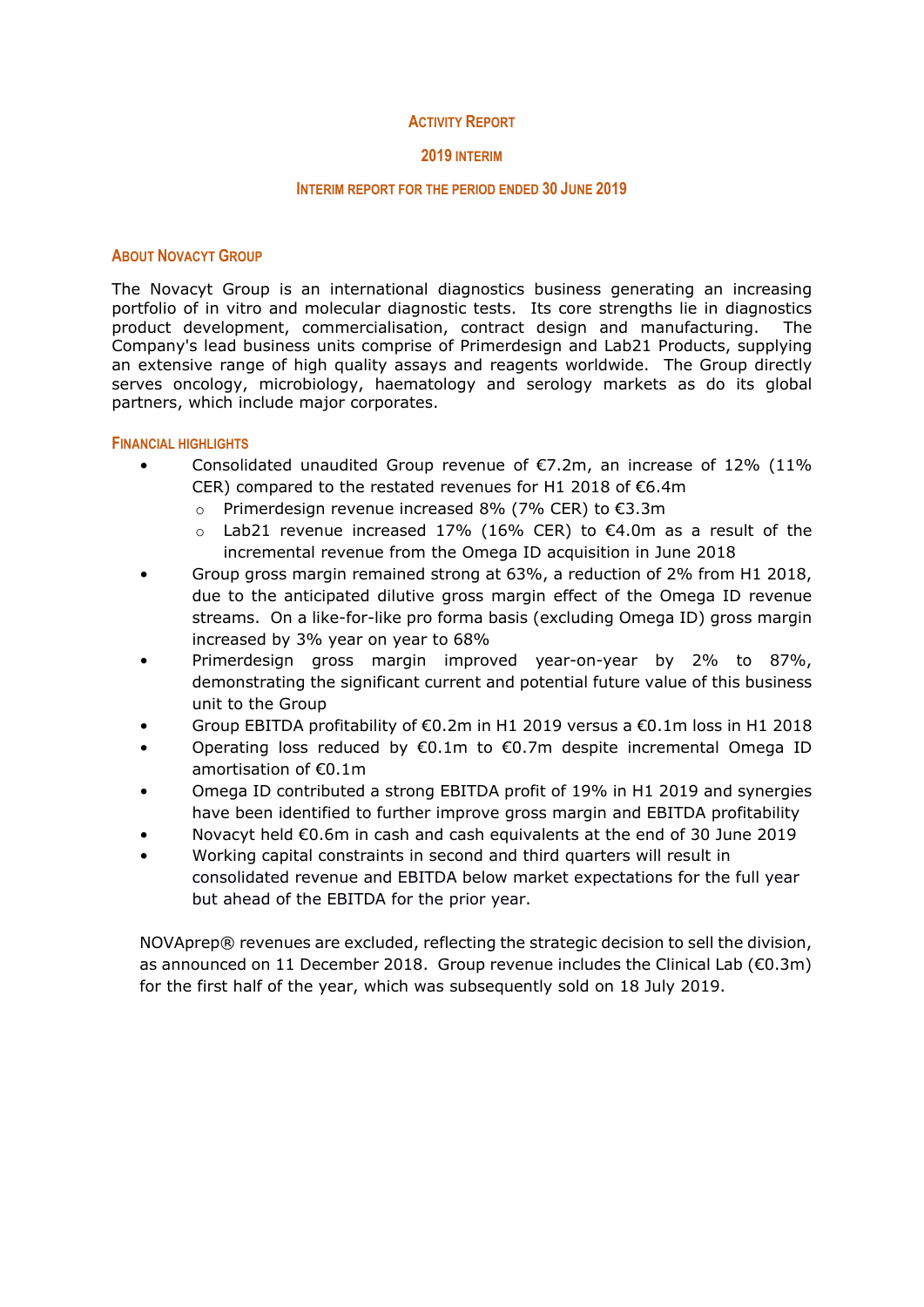# Activity Report

## 2019 Interim

### Interim Report for the Period Ended 30 June 2019

## About Novacyt Group

The Novacyt Group is an international diagnostics business generating an increasing portfolio of in vitro and molecular diagnostic tests. Its core strengths lie in diagnostics product development, commercialisation, contract design and manufacturing. The Company's lead business units comprise of Primerdesign and Lab21 Products, supplying an extensive range of high quality assays and reagents worldwide. The Group directly serves oncology, microbiology, haematology and serology markets as do its global partners, which include major corporates.

## Financial Highlights

- Consolidated unaudited Group revenue of €7.2m, an increase of 12% (11% CER) compared to the restated revenues for H1 2018 of €6.4m
  - Primerdesign revenue increased 8% (7% CER) to €3.3m
  - Lab21 revenue increased 17% (16% CER) to €4.0m as a result of the incremental revenue from the Omega ID acquisition in June 2018
- Group gross margin remained strong at 63%, a reduction of 2% from H1 2018, due to the anticipated dilutive gross margin effect of the Omega ID revenue streams. On a like-for-like pro forma basis (excluding Omega ID) gross margin increased by 3% year on year to 68%
- Primerdesign gross margin improved year-on-year by 2% to 87%, demonstrating the significant current and potential future value of this business unit to the Group
- Group EBITDA profitability of €0.2m in H1 2019 versus a €0.1m loss in H1 2018
- Operating loss reduced by €0.1m to €0.7m despite incremental Omega ID amortisation of €0.1m
- Omega ID contributed a strong EBITDA profit of 19% in H1 2019 and synergies have been identified to further improve gross margin and EBITDA profitability
- Novacyt held €0.6m in cash and cash equivalents at the end of 30 June 2019
- Working capital constraints in second and third quarters will result in consolidated revenue and EBITDA below market expectations for the full year but ahead of the EBITDA for the prior year.

NOVAprep® revenues are excluded, reflecting the strategic decision to sell the division, as announced on 11 December 2018. Group revenue includes the Clinical Lab (€0.3m) for the first half of the year, which was subsequently sold on 18 July 2019.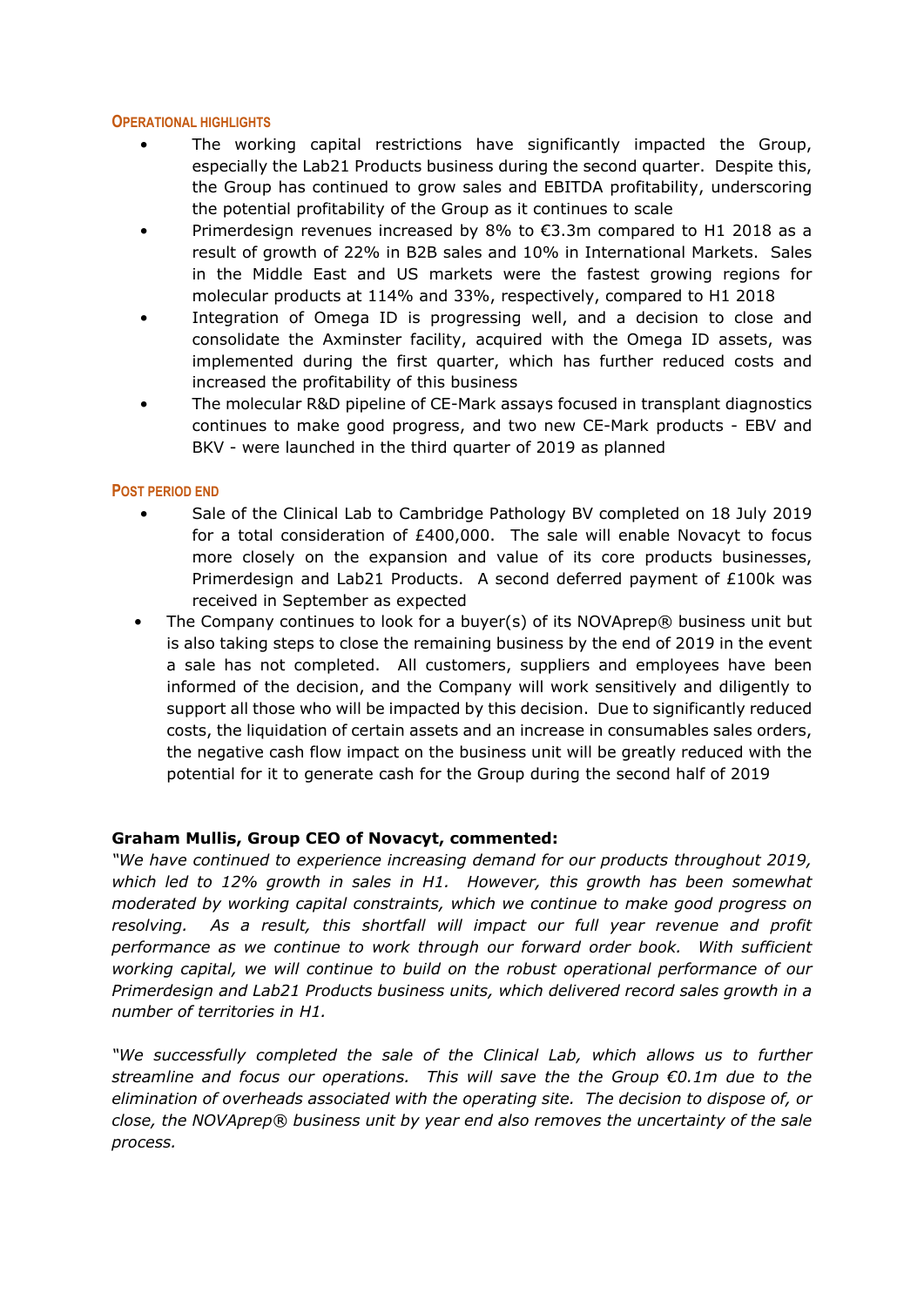## OPERATIONAL HIGHLIGHTS

- The working capital restrictions have significantly impacted the Group, especially the Lab21 Products business during the second quarter. Despite this, the Group has continued to grow sales and EBITDA profitability, underscoring the potential profitability of the Group as it continues to scale
- Primerdesign revenues increased by 8% to €3.3m compared to H1 2018 as a result of growth of 22% in B2B sales and 10% in International Markets. Sales in the Middle East and US markets were the fastest growing regions for molecular products at 114% and 33%, respectively, compared to H1 2018
- Integration of Omega ID is progressing well, and a decision to close and consolidate the Axminster facility, acquired with the Omega ID assets, was implemented during the first quarter, which has further reduced costs and increased the profitability of this business
- The molecular R&D pipeline of CE-Mark assays focused in transplant diagnostics continues to make good progress, and two new CE-Mark products - EBV and BKV - were launched in the third quarter of 2019 as planned

## POST PERIOD END

- Sale of the Clinical Lab to Cambridge Pathology BV completed on 18 July 2019 for a total consideration of £400,000. The sale will enable Novacyt to focus more closely on the expansion and value of its core products businesses, Primerdesign and Lab21 Products. A second deferred payment of £100k was received in September as expected
- The Company continues to look for a buyer(s) of its NOVAprep® business unit but is also taking steps to close the remaining business by the end of 2019 in the event a sale has not completed. All customers, suppliers and employees have been informed of the decision, and the Company will work sensitively and diligently to support all those who will be impacted by this decision. Due to significantly reduced costs, the liquidation of certain assets and an increase in consumables sales orders, the negative cash flow impact on the business unit will be greatly reduced with the potential for it to generate cash for the Group during the second half of 2019

**Graham Mullis, Group CEO of Novacyt, commented:**

*"We have continued to experience increasing demand for our products throughout 2019, which led to 12% growth in sales in H1. However, this growth has been somewhat moderated by working capital constraints, which we continue to make good progress on resolving. As a result, this shortfall will impact our full year revenue and profit performance as we continue to work through our forward order book. With sufficient working capital, we will continue to build on the robust operational performance of our Primerdesign and Lab21 Products business units, which delivered record sales growth in a number of territories in H1.*

*"We successfully completed the sale of the Clinical Lab, which allows us to further streamline and focus our operations. This will save the the Group €0.1m due to the elimination of overheads associated with the operating site. The decision to dispose of, or close, the NOVAprep® business unit by year end also removes the uncertainty of the sale process.*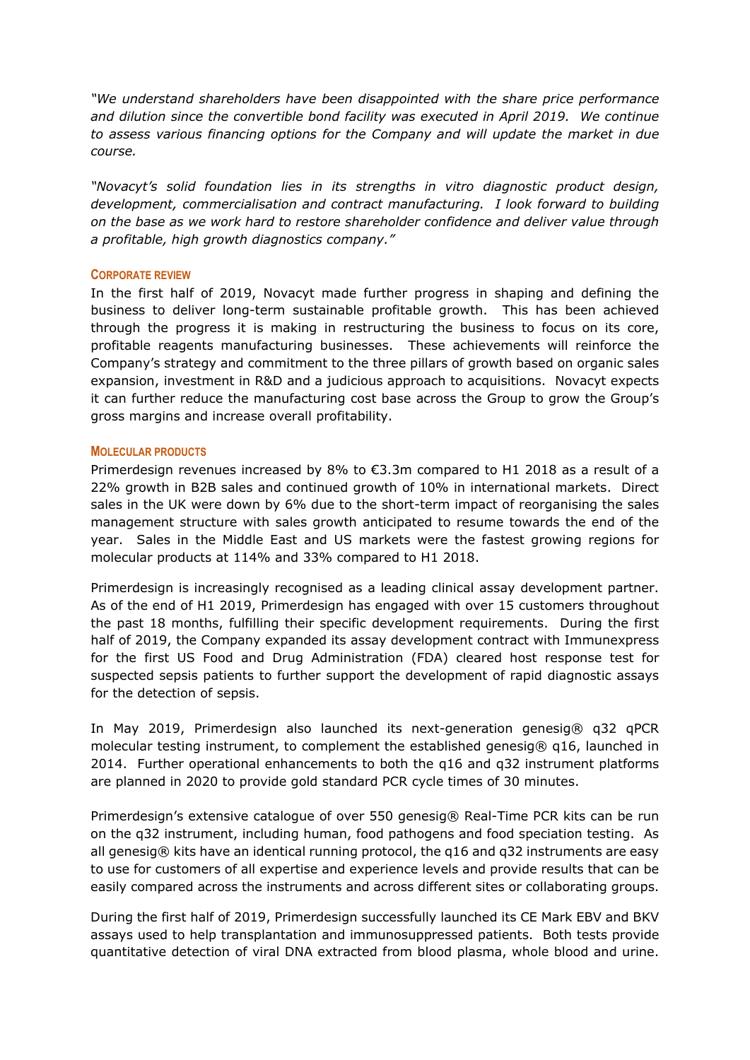*"We understand shareholders have been disappointed with the share price performance and dilution since the convertible bond facility was executed in April 2019. We continue to assess various financing options for the Company and will update the market in due course.*

*"Novacyt's solid foundation lies in its strengths in vitro diagnostic product design, development, commercialisation and contract manufacturing. I look forward to building on the base as we work hard to restore shareholder confidence and deliver value through a profitable, high growth diagnostics company."*

## CORPORATE REVIEW

In the first half of 2019, Novacyt made further progress in shaping and defining the business to deliver long-term sustainable profitable growth. This has been achieved through the progress it is making in restructuring the business to focus on its core, profitable reagents manufacturing businesses. These achievements will reinforce the Company's strategy and commitment to the three pillars of growth based on organic sales expansion, investment in R&D and a judicious approach to acquisitions. Novacyt expects it can further reduce the manufacturing cost base across the Group to grow the Group's gross margins and increase overall profitability.

## MOLECULAR PRODUCTS

Primerdesign revenues increased by 8% to €3.3m compared to H1 2018 as a result of a 22% growth in B2B sales and continued growth of 10% in international markets. Direct sales in the UK were down by 6% due to the short-term impact of reorganising the sales management structure with sales growth anticipated to resume towards the end of the year. Sales in the Middle East and US markets were the fastest growing regions for molecular products at 114% and 33% compared to H1 2018.

Primerdesign is increasingly recognised as a leading clinical assay development partner. As of the end of H1 2019, Primerdesign has engaged with over 15 customers throughout the past 18 months, fulfilling their specific development requirements. During the first half of 2019, the Company expanded its assay development contract with Immunexpress for the first US Food and Drug Administration (FDA) cleared host response test for suspected sepsis patients to further support the development of rapid diagnostic assays for the detection of sepsis.

In May 2019, Primerdesign also launched its next-generation genesig® q32 qPCR molecular testing instrument, to complement the established genesig® q16, launched in 2014. Further operational enhancements to both the q16 and q32 instrument platforms are planned in 2020 to provide gold standard PCR cycle times of 30 minutes.

Primerdesign's extensive catalogue of over 550 genesig® Real-Time PCR kits can be run on the q32 instrument, including human, food pathogens and food speciation testing. As all genesig® kits have an identical running protocol, the q16 and q32 instruments are easy to use for customers of all expertise and experience levels and provide results that can be easily compared across the instruments and across different sites or collaborating groups.

During the first half of 2019, Primerdesign successfully launched its CE Mark EBV and BKV assays used to help transplantation and immunosuppressed patients. Both tests provide quantitative detection of viral DNA extracted from blood plasma, whole blood and urine.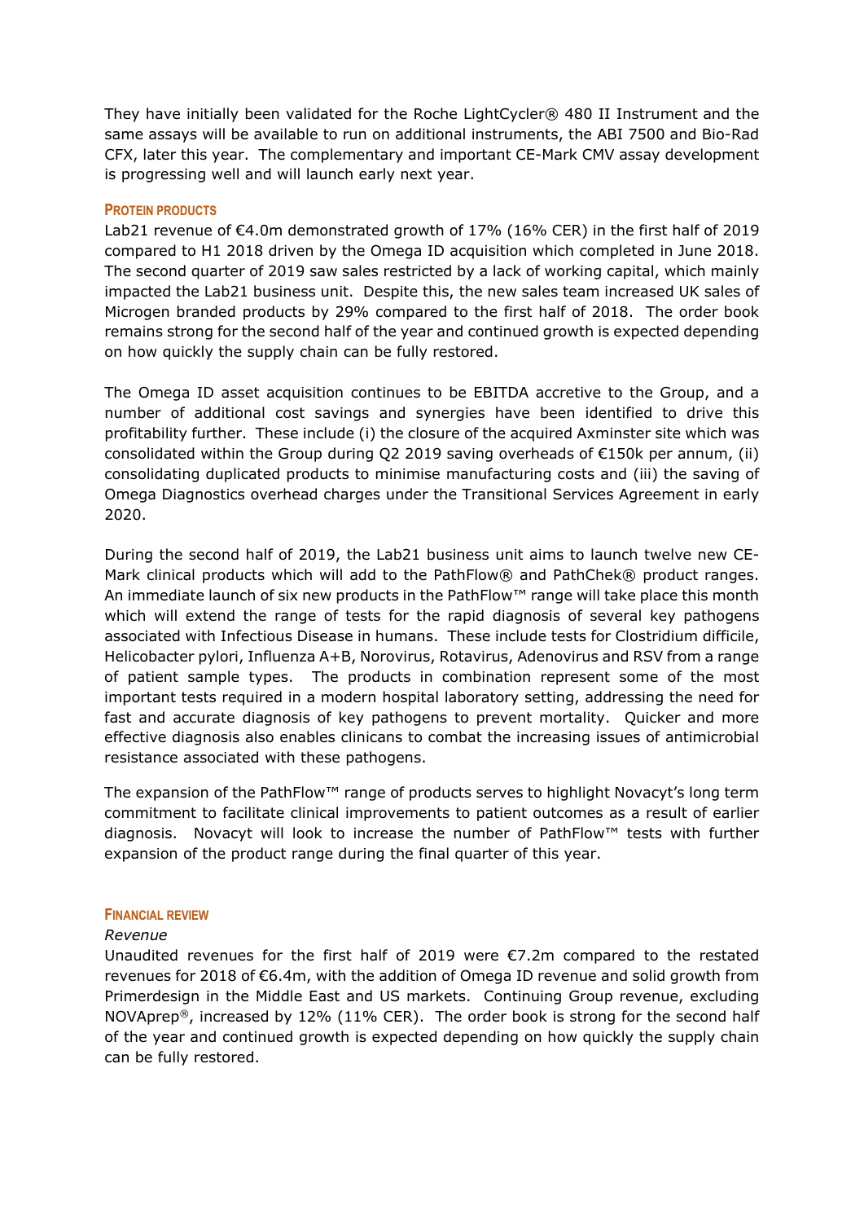They have initially been validated for the Roche LightCycler® 480 II Instrument and the same assays will be available to run on additional instruments, the ABI 7500 and Bio-Rad CFX, later this year. The complementary and important CE-Mark CMV assay development is progressing well and will launch early next year.

## PROTEIN PRODUCTS

Lab21 revenue of €4.0m demonstrated growth of 17% (16% CER) in the first half of 2019 compared to H1 2018 driven by the Omega ID acquisition which completed in June 2018. The second quarter of 2019 saw sales restricted by a lack of working capital, which mainly impacted the Lab21 business unit. Despite this, the new sales team increased UK sales of Microgen branded products by 29% compared to the first half of 2018. The order book remains strong for the second half of the year and continued growth is expected depending on how quickly the supply chain can be fully restored.

The Omega ID asset acquisition continues to be EBITDA accretive to the Group, and a number of additional cost savings and synergies have been identified to drive this profitability further. These include (i) the closure of the acquired Axminster site which was consolidated within the Group during Q2 2019 saving overheads of €150k per annum, (ii) consolidating duplicated products to minimise manufacturing costs and (iii) the saving of Omega Diagnostics overhead charges under the Transitional Services Agreement in early 2020.

During the second half of 2019, the Lab21 business unit aims to launch twelve new CE-Mark clinical products which will add to the PathFlow® and PathChek® product ranges. An immediate launch of six new products in the PathFlow™ range will take place this month which will extend the range of tests for the rapid diagnosis of several key pathogens associated with Infectious Disease in humans. These include tests for Clostridium difficile, Helicobacter pylori, Influenza A+B, Norovirus, Rotavirus, Adenovirus and RSV from a range of patient sample types. The products in combination represent some of the most important tests required in a modern hospital laboratory setting, addressing the need for fast and accurate diagnosis of key pathogens to prevent mortality. Quicker and more effective diagnosis also enables clinicans to combat the increasing issues of antimicrobial resistance associated with these pathogens.

The expansion of the PathFlow™ range of products serves to highlight Novacyt's long term commitment to facilitate clinical improvements to patient outcomes as a result of earlier diagnosis. Novacyt will look to increase the number of PathFlow™ tests with further expansion of the product range during the final quarter of this year.

## FINANCIAL REVIEW

*Revenue*

Unaudited revenues for the first half of 2019 were €7.2m compared to the restated revenues for 2018 of €6.4m, with the addition of Omega ID revenue and solid growth from Primerdesign in the Middle East and US markets. Continuing Group revenue, excluding NOVAprep®, increased by 12% (11% CER). The order book is strong for the second half of the year and continued growth is expected depending on how quickly the supply chain can be fully restored.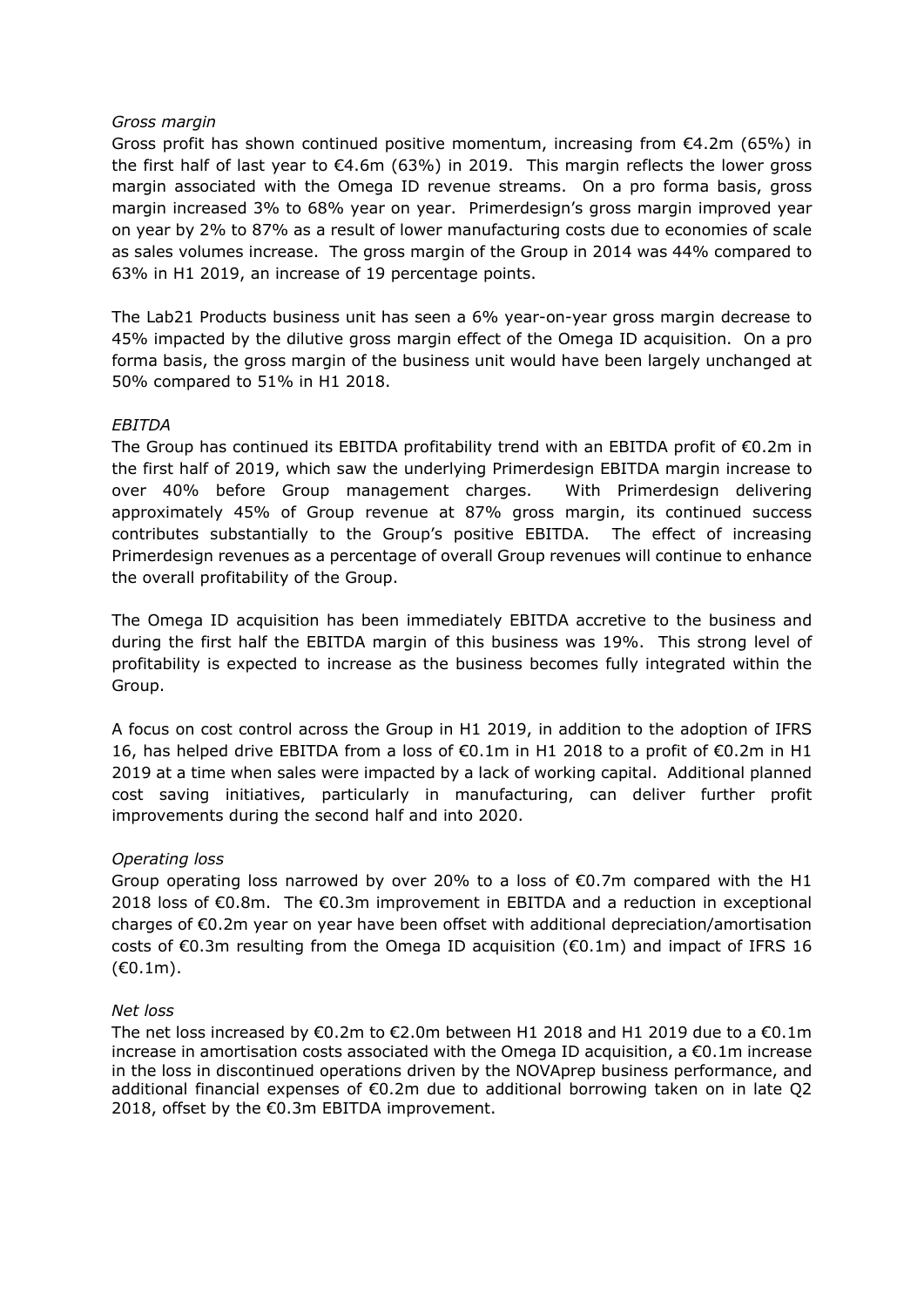*Gross margin*

Gross profit has shown continued positive momentum, increasing from €4.2m (65%) in the first half of last year to €4.6m (63%) in 2019. This margin reflects the lower gross margin associated with the Omega ID revenue streams. On a pro forma basis, gross margin increased 3% to 68% year on year. Primerdesign's gross margin improved year on year by 2% to 87% as a result of lower manufacturing costs due to economies of scale as sales volumes increase. The gross margin of the Group in 2014 was 44% compared to 63% in H1 2019, an increase of 19 percentage points.

The Lab21 Products business unit has seen a 6% year-on-year gross margin decrease to 45% impacted by the dilutive gross margin effect of the Omega ID acquisition. On a pro forma basis, the gross margin of the business unit would have been largely unchanged at 50% compared to 51% in H1 2018.

*EBITDA*

The Group has continued its EBITDA profitability trend with an EBITDA profit of €0.2m in the first half of 2019, which saw the underlying Primerdesign EBITDA margin increase to over 40% before Group management charges. With Primerdesign delivering approximately 45% of Group revenue at 87% gross margin, its continued success contributes substantially to the Group's positive EBITDA. The effect of increasing Primerdesign revenues as a percentage of overall Group revenues will continue to enhance the overall profitability of the Group.

The Omega ID acquisition has been immediately EBITDA accretive to the business and during the first half the EBITDA margin of this business was 19%. This strong level of profitability is expected to increase as the business becomes fully integrated within the Group.

A focus on cost control across the Group in H1 2019, in addition to the adoption of IFRS 16, has helped drive EBITDA from a loss of €0.1m in H1 2018 to a profit of €0.2m in H1 2019 at a time when sales were impacted by a lack of working capital. Additional planned cost saving initiatives, particularly in manufacturing, can deliver further profit improvements during the second half and into 2020.

*Operating loss*

Group operating loss narrowed by over 20% to a loss of €0.7m compared with the H1 2018 loss of €0.8m. The €0.3m improvement in EBITDA and a reduction in exceptional charges of €0.2m year on year have been offset with additional depreciation/amortisation costs of €0.3m resulting from the Omega ID acquisition (€0.1m) and impact of IFRS 16 (€0.1m).

*Net loss*

The net loss increased by €0.2m to €2.0m between H1 2018 and H1 2019 due to a €0.1m increase in amortisation costs associated with the Omega ID acquisition, a €0.1m increase in the loss in discontinued operations driven by the NOVAprep business performance, and additional financial expenses of €0.2m due to additional borrowing taken on in late Q2 2018, offset by the €0.3m EBITDA improvement.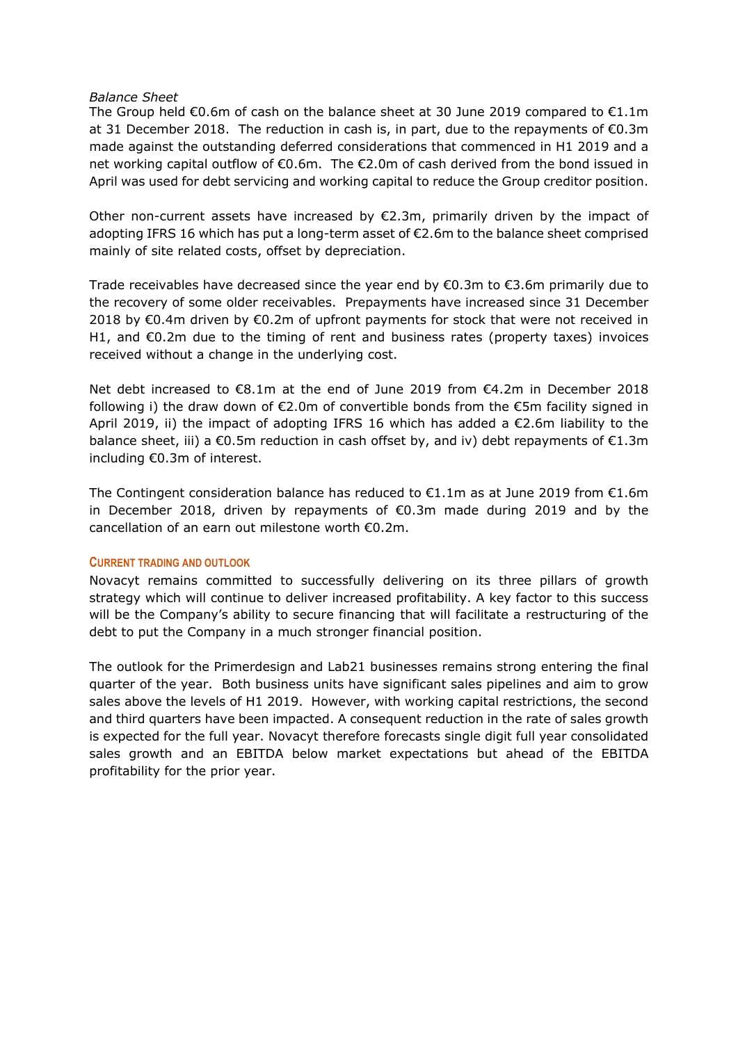*Balance Sheet*

The Group held €0.6m of cash on the balance sheet at 30 June 2019 compared to €1.1m at 31 December 2018. The reduction in cash is, in part, due to the repayments of €0.3m made against the outstanding deferred considerations that commenced in H1 2019 and a net working capital outflow of €0.6m. The €2.0m of cash derived from the bond issued in April was used for debt servicing and working capital to reduce the Group creditor position.

Other non-current assets have increased by €2.3m, primarily driven by the impact of adopting IFRS 16 which has put a long-term asset of €2.6m to the balance sheet comprised mainly of site related costs, offset by depreciation.

Trade receivables have decreased since the year end by €0.3m to €3.6m primarily due to the recovery of some older receivables. Prepayments have increased since 31 December 2018 by €0.4m driven by €0.2m of upfront payments for stock that were not received in H1, and €0.2m due to the timing of rent and business rates (property taxes) invoices received without a change in the underlying cost.

Net debt increased to €8.1m at the end of June 2019 from €4.2m in December 2018 following i) the draw down of €2.0m of convertible bonds from the €5m facility signed in April 2019, ii) the impact of adopting IFRS 16 which has added a €2.6m liability to the balance sheet, iii) a €0.5m reduction in cash offset by, and iv) debt repayments of €1.3m including €0.3m of interest.

The Contingent consideration balance has reduced to €1.1m as at June 2019 from €1.6m in December 2018, driven by repayments of €0.3m made during 2019 and by the cancellation of an earn out milestone worth €0.2m.

## CURRENT TRADING AND OUTLOOK

Novacyt remains committed to successfully delivering on its three pillars of growth strategy which will continue to deliver increased profitability. A key factor to this success will be the Company's ability to secure financing that will facilitate a restructuring of the debt to put the Company in a much stronger financial position.

The outlook for the Primerdesign and Lab21 businesses remains strong entering the final quarter of the year. Both business units have significant sales pipelines and aim to grow sales above the levels of H1 2019. However, with working capital restrictions, the second and third quarters have been impacted. A consequent reduction in the rate of sales growth is expected for the full year. Novacyt therefore forecasts single digit full year consolidated sales growth and an EBITDA below market expectations but ahead of the EBITDA profitability for the prior year.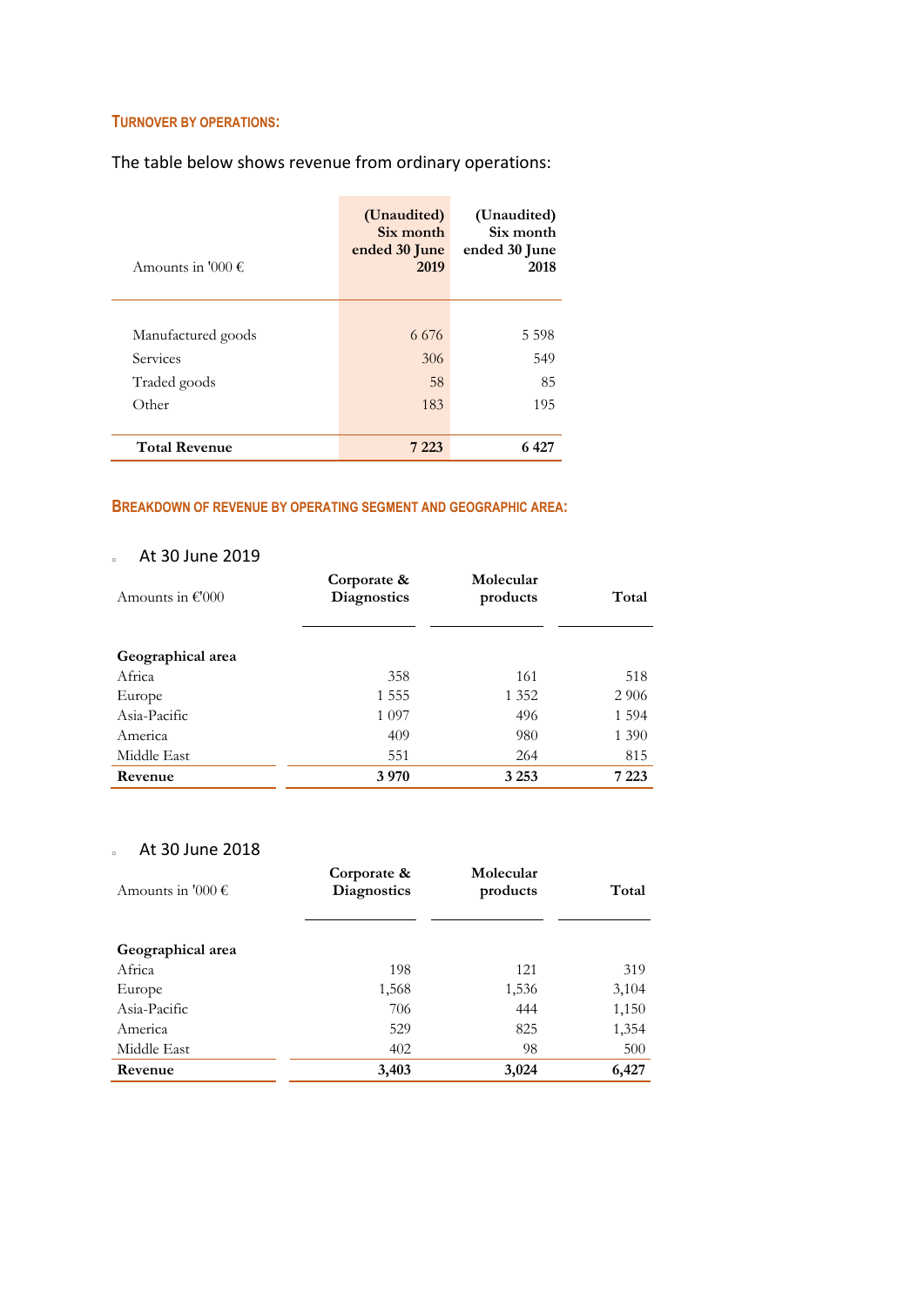### TURNOVER BY OPERATIONS:

The table below shows revenue from ordinary operations:

| Amounts in '000 € | (Unaudited) Six month ended 30 June 2019 | (Unaudited) Six month ended 30 June 2018 |
|---|---|---|
| Manufactured goods | 6 676 | 5 598 |
| Services | 306 | 549 |
| Traded goods | 58 | 85 |
| Other | 183 | 195 |
| **Total Revenue** | **7 223** | **6 427** |

### BREAKDOWN OF REVENUE BY OPERATING SEGMENT AND GEOGRAPHIC AREA:

- At 30 June 2019

| Amounts in €'000 | Corporate & Diagnostics | Molecular products | Total |
|---|---|---|---|
| **Geographical area** | | | |
| Africa | 358 | 161 | 518 |
| Europe | 1 555 | 1 352 | 2 906 |
| Asia-Pacific | 1 097 | 496 | 1 594 |
| America | 409 | 980 | 1 390 |
| Middle East | 551 | 264 | 815 |
| **Revenue** | **3 970** | **3 253** | **7 223** |

- At 30 June 2018

| Amounts in '000 € | Corporate & Diagnostics | Molecular products | Total |
|---|---|---|---|
| **Geographical area** | | | |
| Africa | 198 | 121 | 319 |
| Europe | 1,568 | 1,536 | 3,104 |
| Asia-Pacific | 706 | 444 | 1,150 |
| America | 529 | 825 | 1,354 |
| Middle East | 402 | 98 | 500 |
| **Revenue** | **3,403** | **3,024** | **6,427** |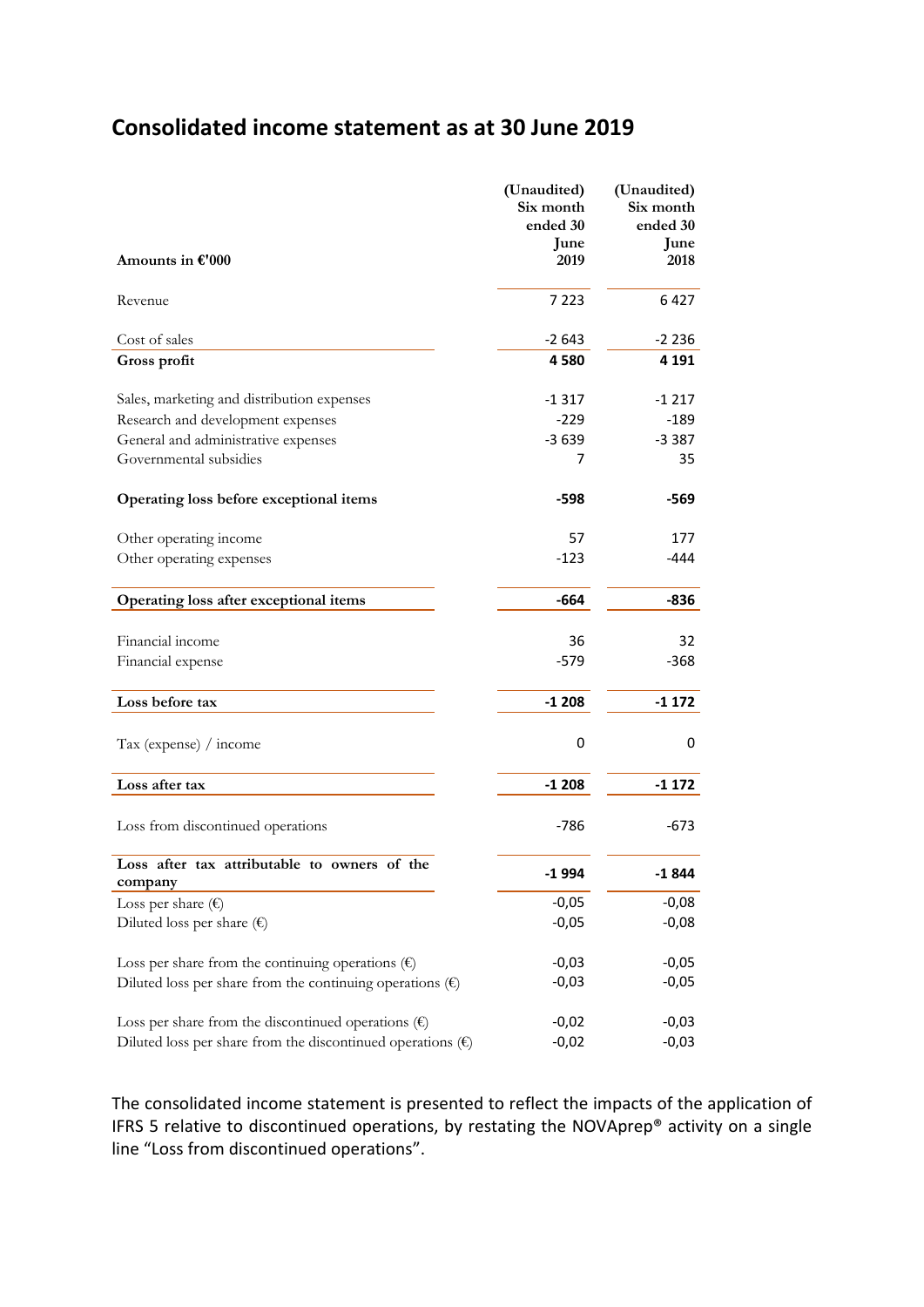## Consolidated income statement as at 30 June 2019

| Amounts in €'000 | (Unaudited) Six month ended 30 June 2019 | (Unaudited) Six month ended 30 June 2018 |
|---|---|---|
| Revenue | 7 223 | 6 427 |
| Cost of sales | -2 643 | -2 236 |
| **Gross profit** | **4 580** | **4 191** |
| Sales, marketing and distribution expenses | -1 317 | -1 217 |
| Research and development expenses | -229 | -189 |
| General and administrative expenses | -3 639 | -3 387 |
| Governmental subsidies | 7 | 35 |
| **Operating loss before exceptional items** | **-598** | **-569** |
| Other operating income | 57 | 177 |
| Other operating expenses | -123 | -444 |
| **Operating loss after exceptional items** | **-664** | **-836** |
| Financial income | 36 | 32 |
| Financial expense | -579 | -368 |
| **Loss before tax** | **-1 208** | **-1 172** |
| Tax (expense) / income | 0 | 0 |
| **Loss after tax** | **-1 208** | **-1 172** |
| Loss from discontinued operations | -786 | -673 |
| **Loss after tax attributable to owners of the company** | **-1 994** | **-1 844** |
| Loss per share (€) | -0,05 | -0,08 |
| Diluted loss per share (€) | -0,05 | -0,08 |
| Loss per share from the continuing operations (€) | -0,03 | -0,05 |
| Diluted loss per share from the continuing operations (€) | -0,03 | -0,05 |
| Loss per share from the discontinued operations (€) | -0,02 | -0,03 |
| Diluted loss per share from the discontinued operations (€) | -0,02 | -0,03 |

The consolidated income statement is presented to reflect the impacts of the application of IFRS 5 relative to discontinued operations, by restating the NOVAprep® activity on a single line "Loss from discontinued operations".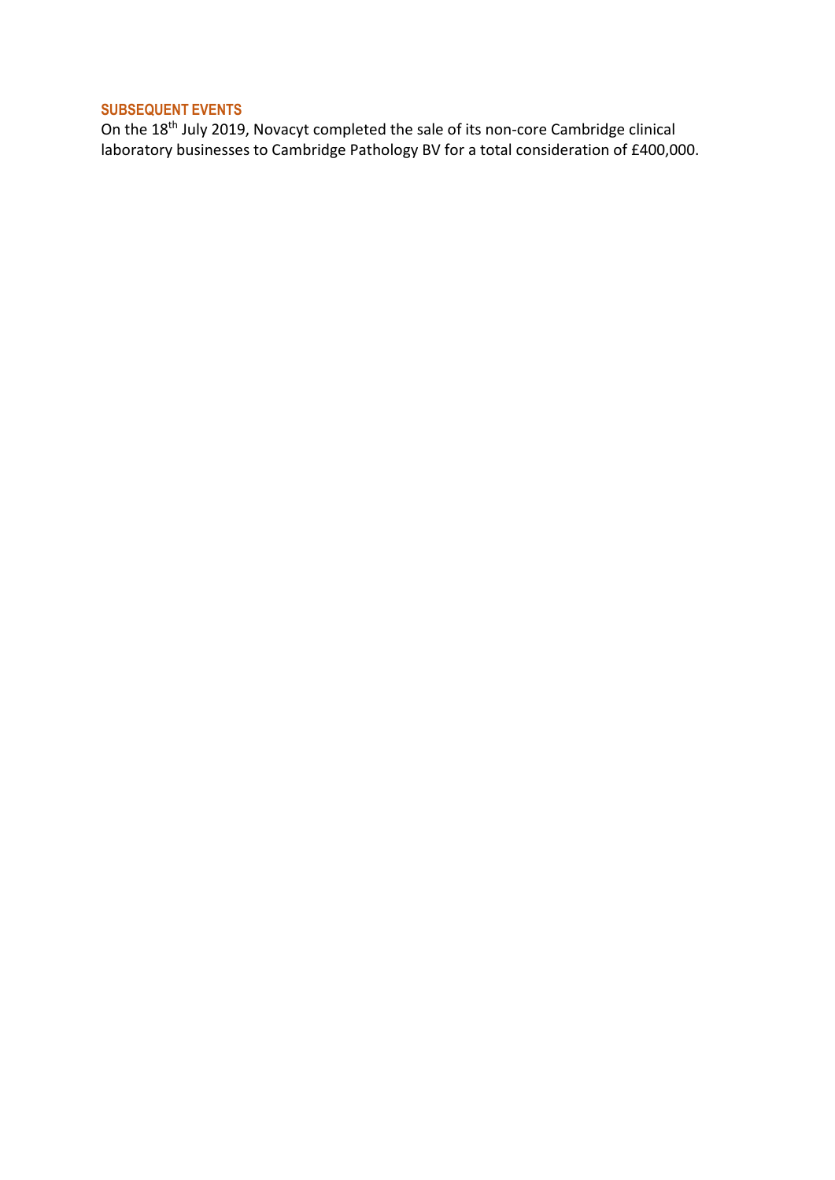## SUBSEQUENT EVENTS

On the 18th July 2019, Novacyt completed the sale of its non-core Cambridge clinical laboratory businesses to Cambridge Pathology BV for a total consideration of £400,000.